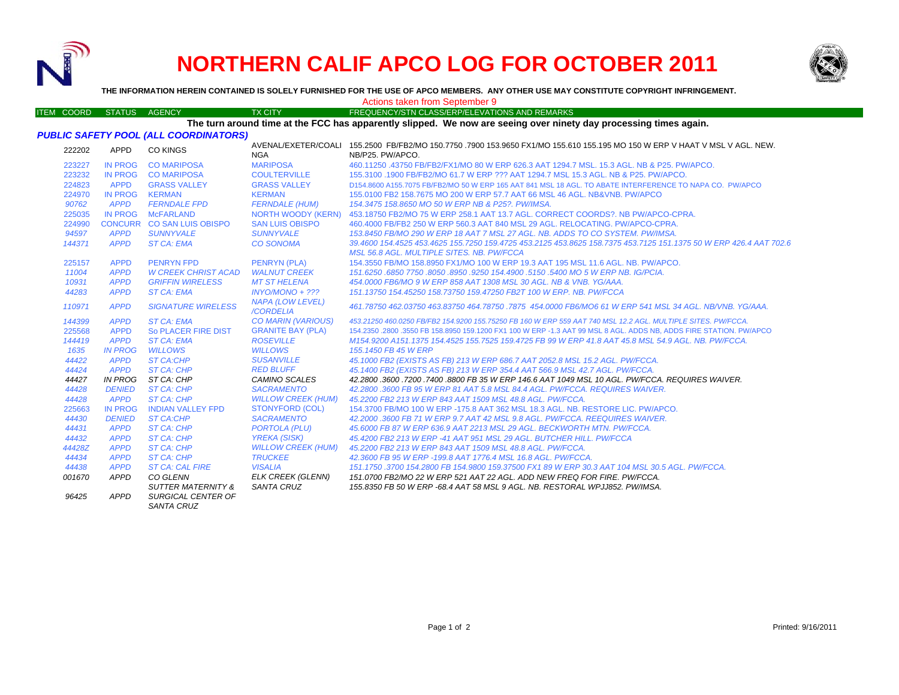# NORTHERN CALIF APCO LOG FOR OCTOBER 2011

**THE INFORMATION HEREIN CONTAINED IS SOLELY FURNISHED FOR THE USE OF APCO MEMBERS. ANY OTHER USE MAY CONSTITUTE COPYRIGHT INFRINGEMENT.**

Actions taken from September 9

| ITEM COORD | STATUS | AGENCY | TX CITY | FREQUENCY/STN CLASS/ERP/ELEVATIONS AND REMARKS |
|---|---|---|---|---|

**The turn around time at the FCC has apparently slipped. We now are seeing over ninety day processing times again.**

### *PUBLIC SAFETY POOL (ALL COORDINATORS)*

| ITEM COORD | STATUS | AGENCY | TX CITY | FREQUENCY/STN CLASS/ERP/ELEVATIONS AND REMARKS |
|---|---|---|---|---|
| 222202 | APPD | CO KINGS | AVENAL/EXETER/COALINGA | 155.2500 FB/FB2/MO 150.7750 .7900 153.9650 FX1/MO 155.610 155.195 MO 150 W ERP V HAAT V MSL V AGL. NEW. NB/P25. PW/APCO. |
| 223227 | IN PROG | CO MARIPOSA | MARIPOSA | 460.11250 .43750 FB/FB2/FX1/MO 80 W ERP 626.3 AAT 1294.7 MSL. 15.3 AGL. NB & P25. PW/APCO. |
| 223232 | IN PROG | CO MARIPOSA | COULTERVILLE | 155.3100 .1900 FB/FB2/MO 61.7 W ERP ??? AAT 1294.7 MSL 15.3 AGL. NB & P25. PW/APCO. |
| 224823 | APPD | GRASS VALLEY | GRASS VALLEY | D154.8600 A155.7075 FB/FB2/MO 50 W ERP 165 AAT 841 MSL 18 AGL. TO ABATE INTERFERENCE TO NAPA CO. PW/APCO |
| 224970 | IN PROG | KERMAN | KERMAN | 155.0100 FB2 158.7675 MO 200 W ERP 57.7 AAT 66 MSL 46 AGL. NB&VNB. PW/APCO |
| *90762* | *APPD* | *FERNDALE FPD* | *FERNDALE (HUM)* | *154.3475 158.8650 MO 50 W ERP NB & P25?. PW/IMSA.* |
| 225035 | IN PROG | McFARLAND | NORTH WOODY (KERN) | 453.18750 FB2/MO 75 W ERP 258.1 AAT 13.7 AGL. CORRECT COORDS?. NB PW/APCO-CPRA. |
| 224990 | CONCURR | CO SAN LUIS OBISPO | SAN LUIS OBISPO | 460.4000 FB/FB2 50 W ERP 560.3 AAT 840 MSL 29 AGL. RELOCATING. PW/APCO-CPRA. |
| *94597* | *APPD* | *SUNNYVALE* | *SUNNYVALE* | *153.8450 FB/MO 290 W ERP 18 AAT 7 MSL 27 AGL. NB. ADDS TO CO SYSTEM. PW/IMSA.* |
| *144371* | *APPD* | *ST CA: EMA* | *CO SONOMA* | *39.4600 154.4525 453.4625 155.7250 159.4725 453.2125 453.8625 158.7375 453.7125 151.1375 50 W ERP 426.4 AAT 702.6 MSL 56.8 AGL. MULTIPLE SITES. NB. PW/FCCA* |
| 225157 | APPD | PENRYN FPD | PENRYN (PLA) | 154.3550 FB/MO 158.8950 FX1/MO 100 W ERP 19.3 AAT 195 MSL 11.6 AGL. NB. PW/APCO. |
| *11004* | *APPD* | *W CREEK CHRIST ACAD* | *WALNUT CREEK* | *151.6250 .6850 7750 .8050 .8950 .9250 154.4900 .5150 .5400 MO 5 W ERP NB. IG/PCIA.* |
| *10931* | *APPD* | *GRIFFIN WIRELESS* | *MT ST HELENA* | *454.0000 FB6/MO 9 W ERP 858 AAT 1308 MSL 30 AGL. NB & VNB. YG/AAA.* |
| *44283* | *APPD* | *ST CA: EMA* | *INYO/MONO + ???* | *151.13750 154.45250 158.73750 159.47250 FB2T 100 W ERP. NB. PW/FCCA* |
| *110971* | *APPD* | *SIGNATURE WIRELESS* | *NAPA (LOW LEVEL) /CORDELIA* | *461.78750 462.03750 463.83750 464.78750 .7875 454.0000 FB6/MO6 61 W ERP 541 MSL 34 AGL. NB/VNB. YG/AAA.* |
| *144399* | *APPD* | *ST CA: EMA* | *CO MARIN (VARIOUS)* | *453.21250 460.0250 FB/FB2 154.9200 155.75250 FB 160 W ERP 559 AAT 740 MSL 12.2 AGL. MULTIPLE SITES. PW/FCCA.* |
| 225568 | APPD | So PLACER FIRE DIST | GRANITE BAY (PLA) | 154.2350 .2800 .3550 FB 158.8950 159.1200 FX1 100 W ERP -1.3 AAT 99 MSL 8 AGL. ADDS NB, ADDS FIRE STATION. PW/APCO |
| *144419* | *APPD* | *ST CA: EMA* | *ROSEVILLE* | *M154.9200 A151.1375 154.4525 155.7525 159.4725 FB 99 W ERP 41.8 AAT 45.8 MSL 54.9 AGL. NB. PW/FCCA.* |
| *1635* | *IN PROG* | *WILLOWS* | *WILLOWS* | *155.1450 FB 45 W ERP* |
| *44422* | *APPD* | *ST CA:CHP* | *SUSANVILLE* | *45.1000 FB2 (EXISTS AS FB) 213 W ERP 686.7 AAT 2052.8 MSL 15.2 AGL. PW/FCCA.* |
| *44424* | *APPD* | *ST CA: CHP* | *RED BLUFF* | *45.1400 FB2 (EXISTS AS FB) 213 W ERP 354.4 AAT 566.9 MSL 42.7 AGL. PW/FCCA.* |
| *44427* | *IN PROG* | *ST CA: CHP* | *CAMINO SCALES* | *42.2800 .3600 .7200 .7400 .8800 FB 35 W ERP 146.6 AAT 1049 MSL 10 AGL. PW/FCCA. REQUIRES WAIVER.* |
| *44428* | *DENIED* | *ST CA: CHP* | *SACRAMENTO* | *42.2800 .3600 FB 95 W ERP 81 AAT 5.8 MSL 84.4 AGL. PW/FCCA. REQUIRES WAIVER.* |
| *44428* | *APPD* | *ST CA: CHP* | *WILLOW CREEK (HUM)* | *45.2200 FB2 213 W ERP 843 AAT 1509 MSL 48.8 AGL. PW/FCCA.* |
| 225663 | IN PROG | INDIAN VALLEY FPD | STONYFORD (COL) | 154.3700 FB/MO 100 W ERP -175.8 AAT 362 MSL 18.3 AGL. NB. RESTORE LIC. PW/APCO. |
| *44430* | *DENIED* | *ST CA:CHP* | *SACRAMENTO* | *42.2000 .3600 FB 71 W ERP 9.7 AAT 42 MSL 9.8 AGL. PW/FCCA. REEQUIRES WAIVER.* |
| *44431* | *APPD* | *ST CA: CHP* | *PORTOLA (PLU)* | *45.6000 FB 87 W ERP 636.9 AAT 2213 MSL 29 AGL. BECKWORTH MTN. PW/FCCA.* |
| *44432* | *APPD* | *ST CA: CHP* | *YREKA (SISK)* | *45.4200 FB2 213 W ERP -41 AAT 951 MSL 29 AGL. BUTCHER HILL. PW/FCCA* |
| *44428Z* | *APPD* | *ST CA: CHP* | *WILLOW CREEK (HUM)* | *45.2200 FB2 213 W ERP 843 AAT 1509 MSL 48.8 AGL. PW/FCCA.* |
| *44434* | *APPD* | *ST CA: CHP* | *TRUCKEE* | *42.3600 FB 95 W ERP -199.8 AAT 1776.4 MSL 16.8 AGL. PW/FCCA.* |
| *44438* | *APPD* | *ST CA: CAL FIRE* | *VISALIA* | *151.1750 .3700 154.2800 FB 154.9800 159.37500 FX1 89 W ERP 30.3 AAT 104 MSL 30.5 AGL. PW/FCCA.* |
| *001670* | *APPD* | *CO GLENN* | *ELK CREEK (GLENN)* | *151.0700 FB2/MO 22 W ERP 521 AAT 22 AGL. ADD NEW FREQ FOR FIRE. PW/FCCA.* |
| *96425* | *APPD* | *SUTTER MATERNITY & SURGICAL CENTER OF SANTA CRUZ* | *SANTA CRUZ* | *155.8350 FB 50 W ERP -68.4 AAT 58 MSL 9 AGL. NB. RESTORAL WPJJ852. PW/IMSA.* |

Printed: 9/16/2011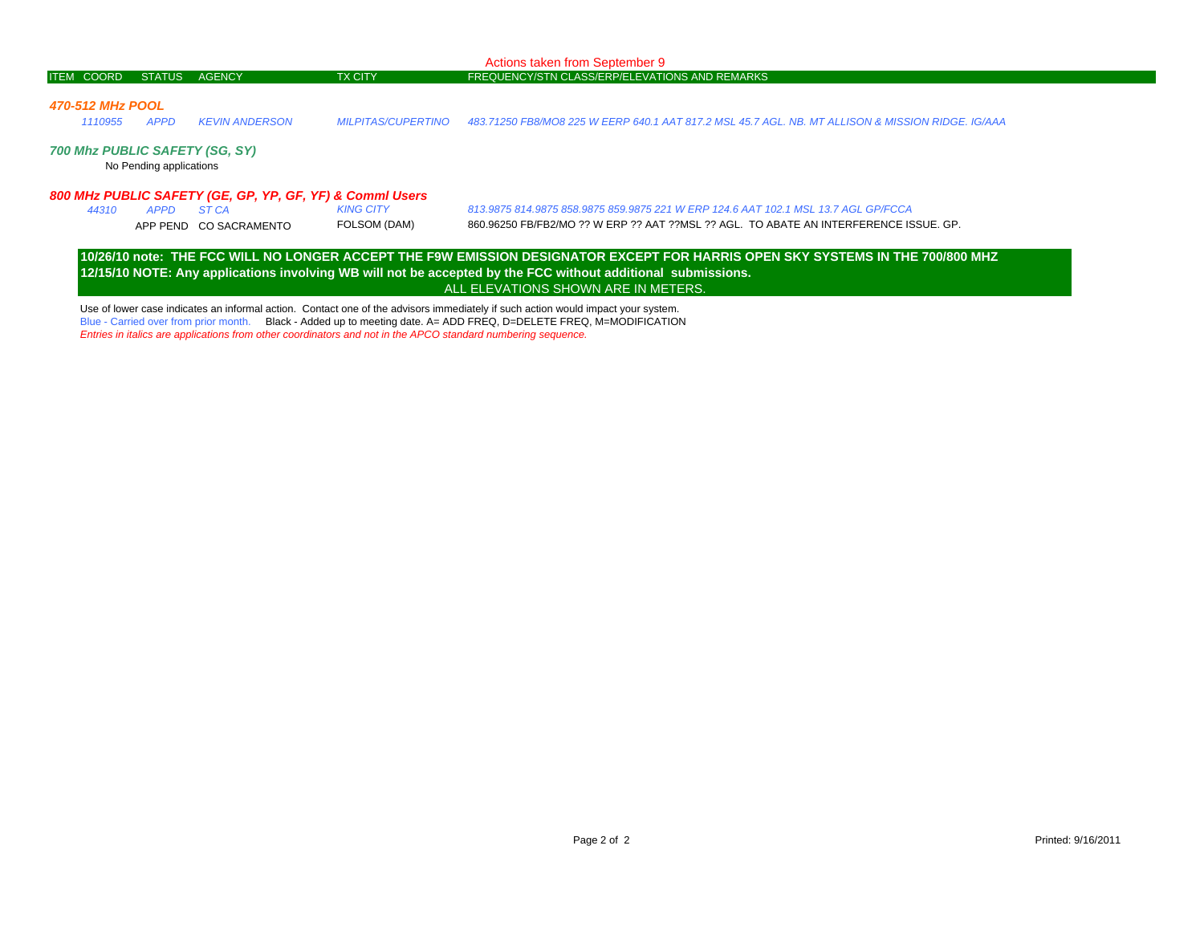Actions taken from September 9

| ITEM | COORD | STATUS | AGENCY | TX CITY | FREQUENCY/STN CLASS/ERP/ELEVATIONS AND REMARKS |
|---|---|---|---|---|---|
| ***470-512 MHz POOL*** | | | | | |
| | *1110955* | *APPD* | *KEVIN ANDERSON* | *MILPITAS/CUPERTINO* | *483.71250 FB8/MO8 225 W EERP 640.1 AAT 817.2 MSL 45.7 AGL. NB. MT ALLISON & MISSION RIDGE. IG/AAA* |
| ***700 Mhz PUBLIC SAFETY (SG, SY)*** | | | | | |
| | No Pending applications | | | | |
| ***800 MHz PUBLIC SAFETY (GE, GP, YP, GF, YF) & Comml Users*** | | | | | |
| | *44310* | *APPD* | *ST CA* | *KING CITY* | *813.9875 814.9875 858.9875 859.9875 221 W ERP 124.6 AAT 102.1 MSL 13.7 AGL GP/FCCA* |
| | | APP PEND | CO SACRAMENTO | FOLSOM (DAM) | 860.96250 FB/FB2/MO ?? W ERP ?? AAT ??MSL ?? AGL. TO ABATE AN INTERFERENCE ISSUE. GP. |

**10/26/10 note: THE FCC WILL NO LONGER ACCEPT THE F9W EMISSION DESIGNATOR EXCEPT FOR HARRIS OPEN SKY SYSTEMS IN THE 700/800 MHZ**

**12/15/10 NOTE: Any applications involving WB will not be accepted by the FCC without additional submissions.**

ALL ELEVATIONS SHOWN ARE IN METERS.

Use of lower case indicates an informal action. Contact one of the advisors immediately if such action would impact your system.

Blue - Carried over from prior month. Black - Added up to meeting date. A= ADD FREQ, D=DELETE FREQ, M=MODIFICATION

*Entries in italics are applications from other coordinators and not in the APCO standard numbering sequence.*

Printed: 9/16/2011